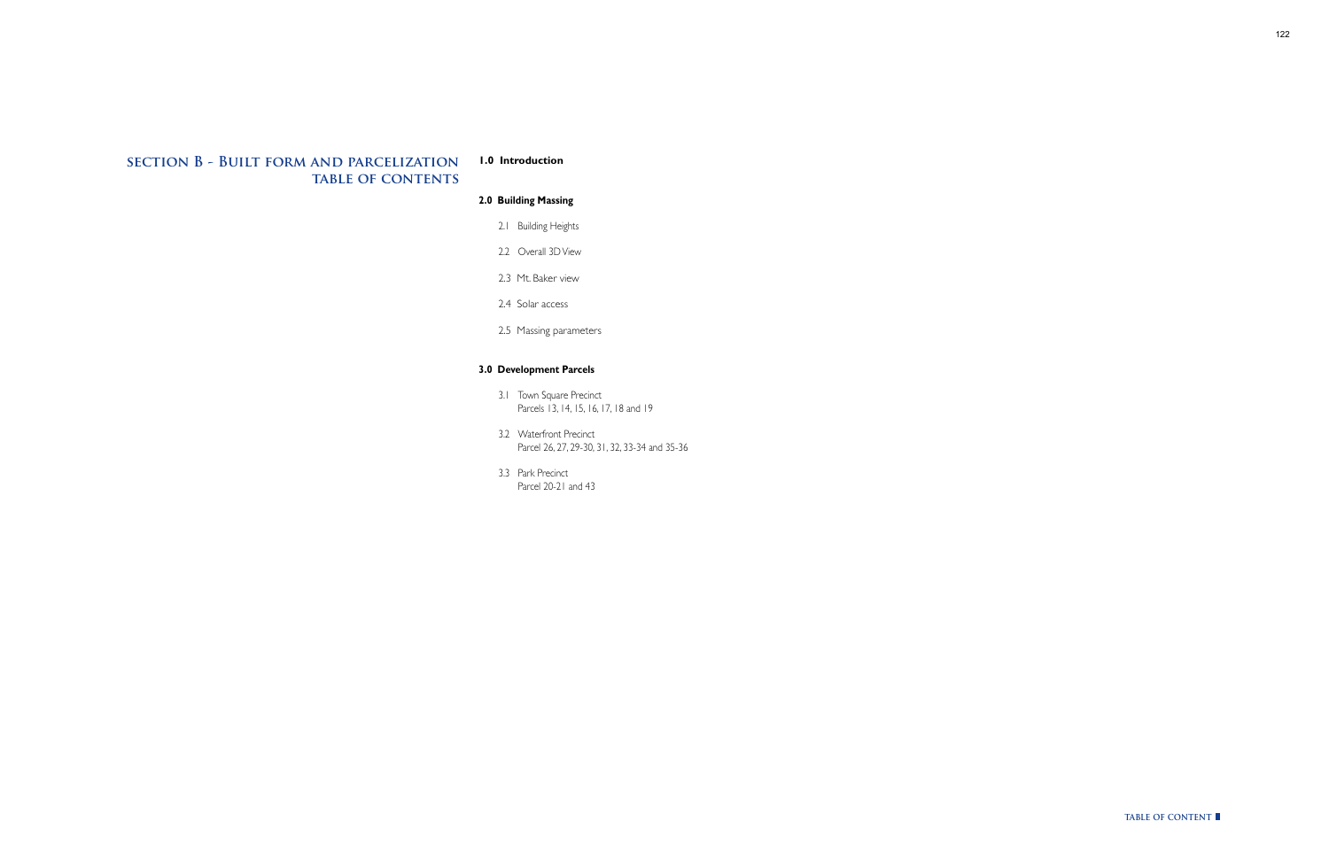# SECTION B - BUILT FORM AND PARCELIZATION TABLE OF CONTENTS

**1.0 Introduction**

**2.0 Building Massing**

2.1 Building Heights

2.2 Overall 3D View

2.3 Mt. Baker view

2.4 Solar access

2.5 Massing parameters

**3.0 Development Parcels**

3.1 Town Square Precinct
Parcels 13, 14, 15, 16, 17, 18 and 19

3.2 Waterfront Precinct
Parcel 26, 27, 29-30, 31, 32, 33-34 and 35-36

3.3 Park Precinct
Parcel 20-21 and 43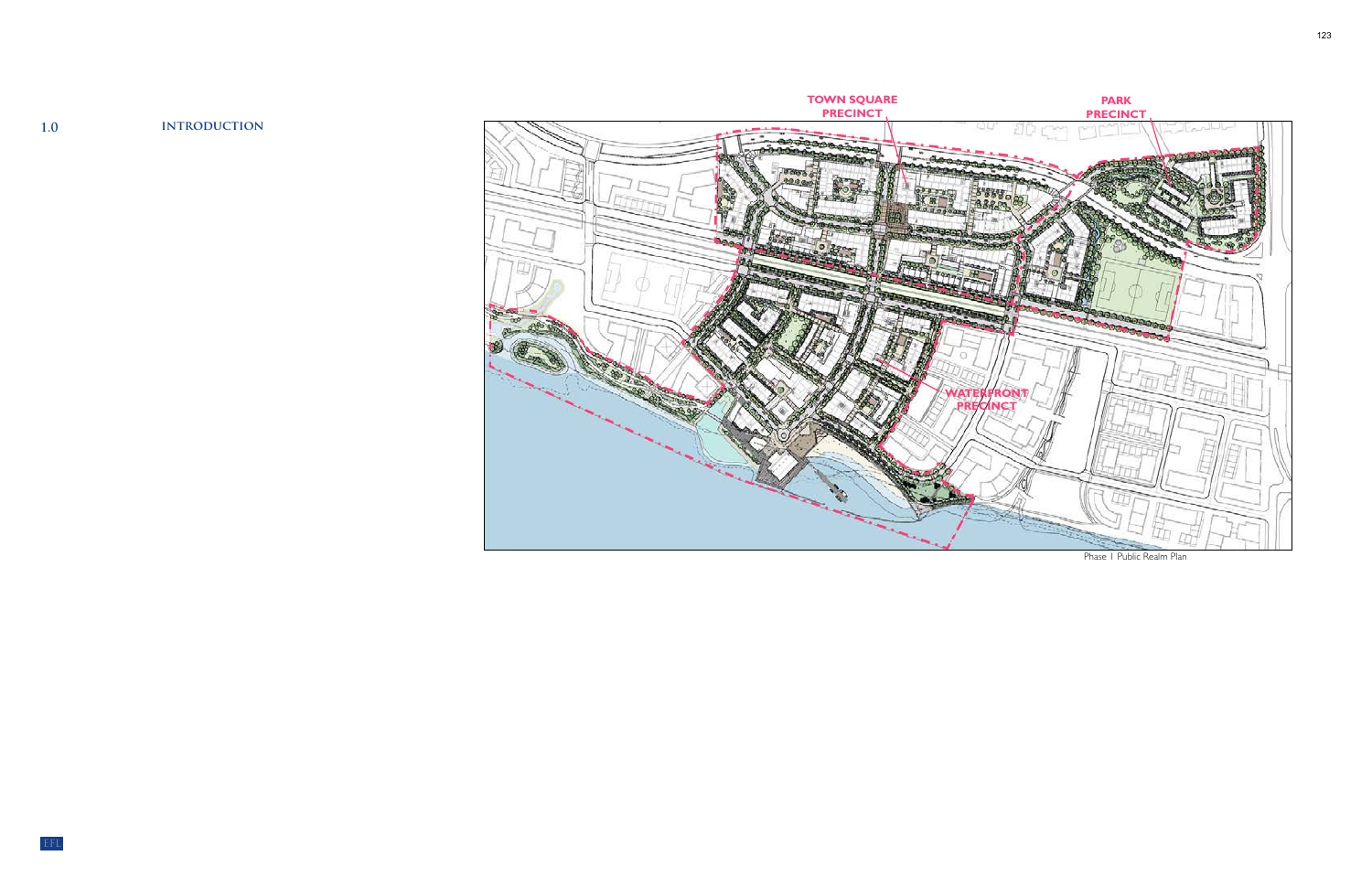## 1.0 INTRODUCTION

TOWN SQUARE PRECINCT

PARK PRECINCT

WATERFRONT PRECINCT

Phase 1 Public Realm Plan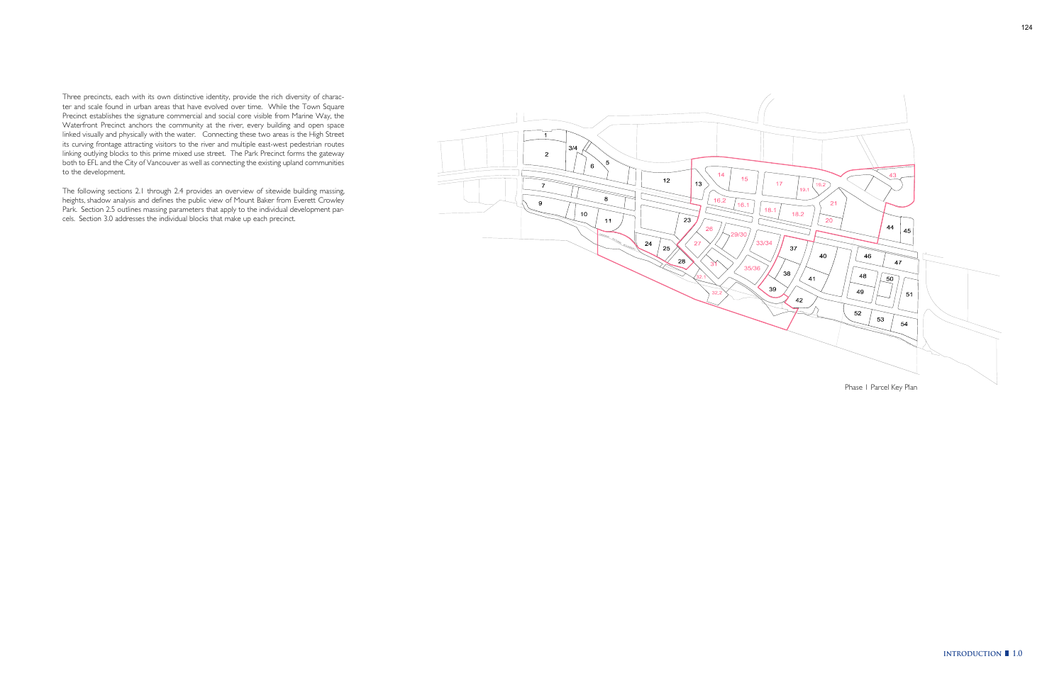Three precincts, each with its own distinctive identity, provide the rich diversity of character and scale found in urban areas that have evolved over time. While the Town Square Precinct establishes the signature commercial and social core visible from Marine Way, the Waterfront Precinct anchors the community at the river, every building and open space linked visually and physically with the water. Connecting these two areas is the High Street its curving frontage attracting visitors to the river and multiple east-west pedestrian routes linking outlying blocks to this prime mixed use street. The Park Precinct forms the gateway both to EFL and the City of Vancouver as well as connecting the existing upland communities to the development.

The following sections 2.1 through 2.4 provides an overview of sitewide building massing, heights, shadow analysis and defines the public view of Mount Baker from Everett Crowley Park. Section 2.5 outlines massing parameters that apply to the individual development parcels. Section 3.0 addresses the individual blocks that make up each precinct.

1
2
3/4
5
6
7
8
9
10
11
12
13
14
15
16.1
16.2
17
18.1
18.2
19.1
19.2
20
21
23
24
25
26
27
28
29/30
31
32.1
32.2
33/34
35/36
37
38
39
40
41
42
43
44
45
46
47
48
49
50
51
52
53
54

Phase 1 Parcel Key Plan